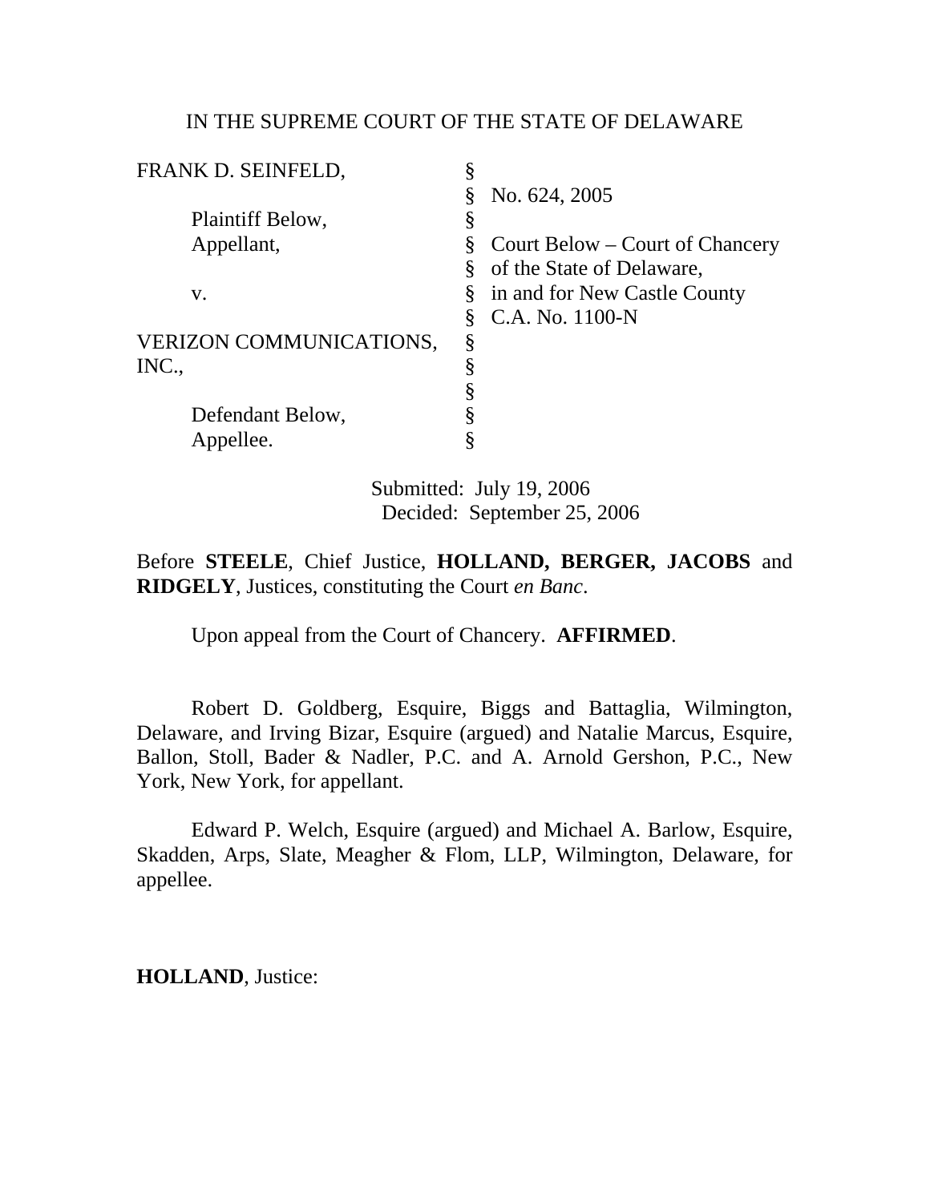IN THE SUPREME COURT OF THE STATE OF DELAWARE

| | | |
|---|---|---|
| FRANK D. SEINFELD, | § | |
| | § | No. 624, 2005 |
| Plaintiff Below, | § | |
| Appellant, | § | Court Below – Court of Chancery |
| | § | of the State of Delaware, |
| v. | § | in and for New Castle County |
| | § | C.A. No. 1100-N |
| VERIZON COMMUNICATIONS, | § | |
| INC., | § | |
| | § | |
| Defendant Below, | § | |
| Appellee. | § | |

Submitted: July 19, 2006
Decided: September 25, 2006

Before **STEELE**, Chief Justice, **HOLLAND, BERGER, JACOBS** and **RIDGELY**, Justices, constituting the Court *en Banc*.

Upon appeal from the Court of Chancery. **AFFIRMED**.

Robert D. Goldberg, Esquire, Biggs and Battaglia, Wilmington, Delaware, and Irving Bizar, Esquire (argued) and Natalie Marcus, Esquire, Ballon, Stoll, Bader & Nadler, P.C. and A. Arnold Gershon, P.C., New York, New York, for appellant.

Edward P. Welch, Esquire (argued) and Michael A. Barlow, Esquire, Skadden, Arps, Slate, Meagher & Flom, LLP, Wilmington, Delaware, for appellee.

**HOLLAND**, Justice: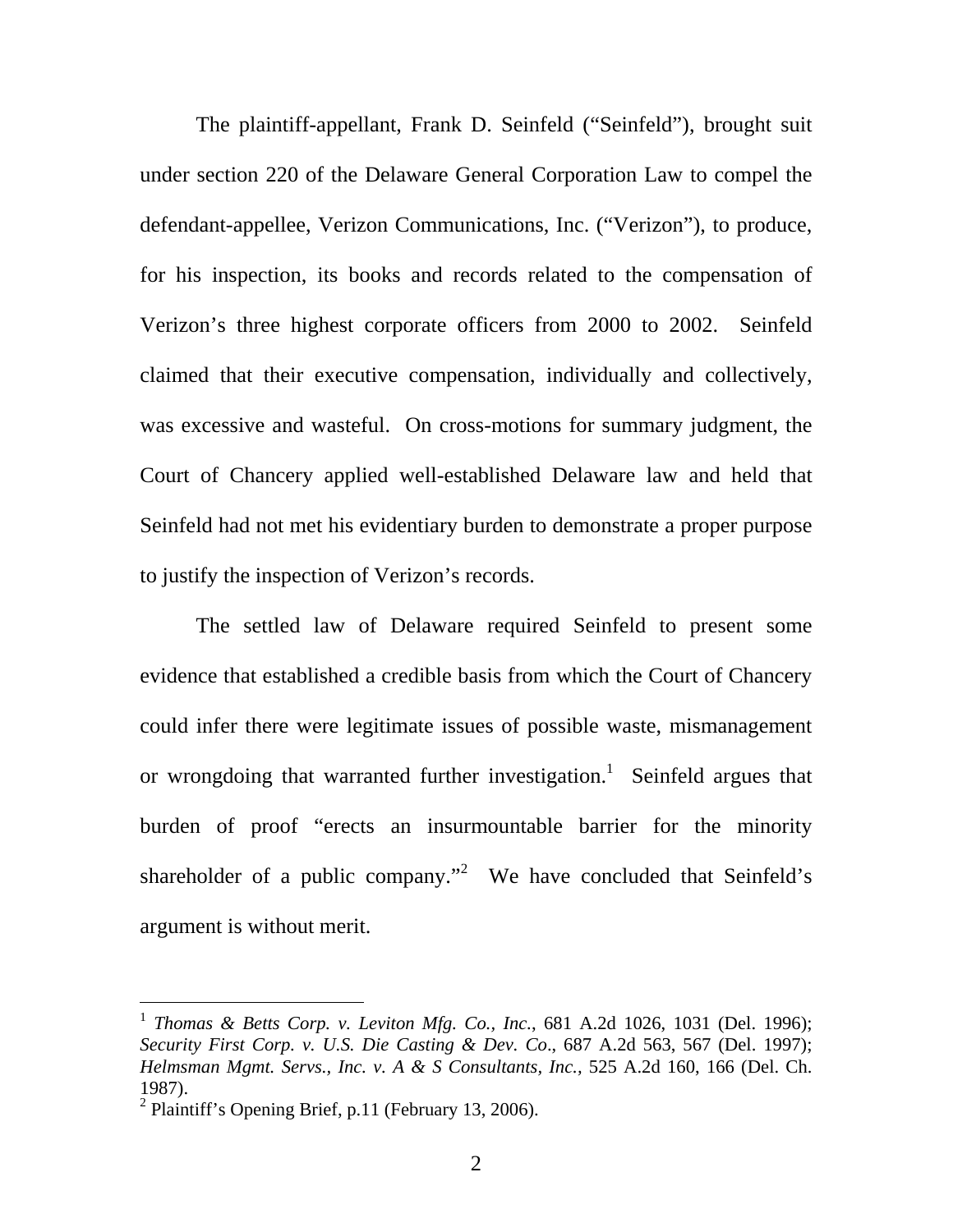The plaintiff-appellant, Frank D. Seinfeld ("Seinfeld"), brought suit under section 220 of the Delaware General Corporation Law to compel the defendant-appellee, Verizon Communications, Inc. ("Verizon"), to produce, for his inspection, its books and records related to the compensation of Verizon's three highest corporate officers from 2000 to 2002. Seinfeld claimed that their executive compensation, individually and collectively, was excessive and wasteful. On cross-motions for summary judgment, the Court of Chancery applied well-established Delaware law and held that Seinfeld had not met his evidentiary burden to demonstrate a proper purpose to justify the inspection of Verizon's records.

The settled law of Delaware required Seinfeld to present some evidence that established a credible basis from which the Court of Chancery could infer there were legitimate issues of possible waste, mismanagement or wrongdoing that warranted further investigation.[1] Seinfeld argues that burden of proof "erects an insurmountable barrier for the minority shareholder of a public company."[2] We have concluded that Seinfeld's argument is without merit.

---

[1] *Thomas & Betts Corp. v. Leviton Mfg. Co., Inc.*, 681 A.2d 1026, 1031 (Del. 1996); *Security First Corp. v. U.S. Die Casting & Dev. Co*., 687 A.2d 563, 567 (Del. 1997); *Helmsman Mgmt. Servs., Inc. v. A & S Consultants, Inc.,* 525 A.2d 160, 166 (Del. Ch. 1987).

[2] Plaintiff's Opening Brief, p.11 (February 13, 2006).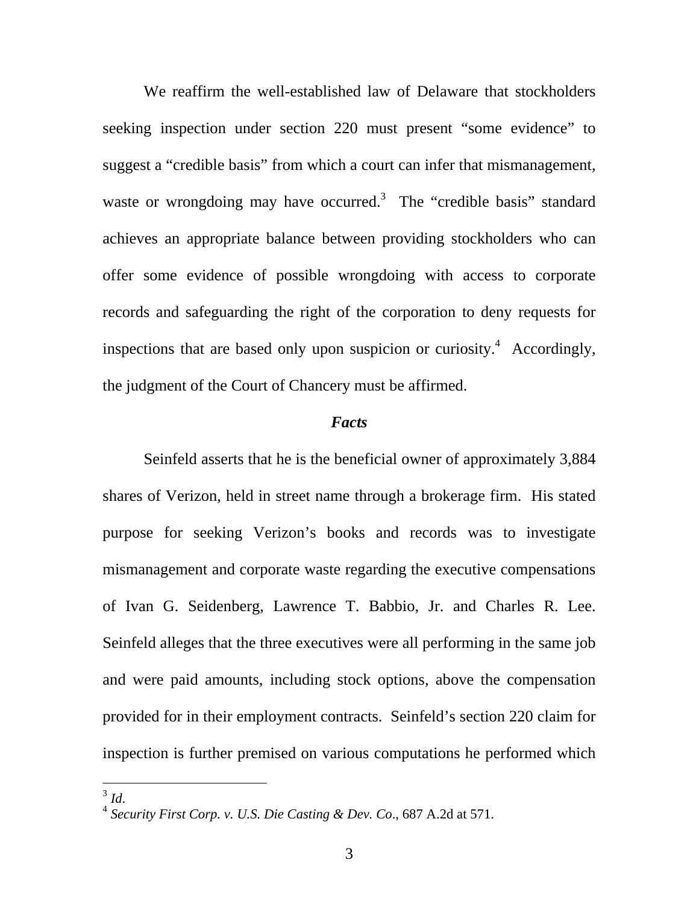We reaffirm the well-established law of Delaware that stockholders seeking inspection under section 220 must present "some evidence" to suggest a "credible basis" from which a court can infer that mismanagement, waste or wrongdoing may have occurred.[3] The "credible basis" standard achieves an appropriate balance between providing stockholders who can offer some evidence of possible wrongdoing with access to corporate records and safeguarding the right of the corporation to deny requests for inspections that are based only upon suspicion or curiosity.[4] Accordingly, the judgment of the Court of Chancery must be affirmed.

### *Facts*

Seinfeld asserts that he is the beneficial owner of approximately 3,884 shares of Verizon, held in street name through a brokerage firm. His stated purpose for seeking Verizon's books and records was to investigate mismanagement and corporate waste regarding the executive compensations of Ivan G. Seidenberg, Lawrence T. Babbio, Jr. and Charles R. Lee. Seinfeld alleges that the three executives were all performing in the same job and were paid amounts, including stock options, above the compensation provided for in their employment contracts. Seinfeld's section 220 claim for inspection is further premised on various computations he performed which

---

[3] *Id.*

[4] *Security First Corp. v. U.S. Die Casting & Dev. Co.*, 687 A.2d at 571.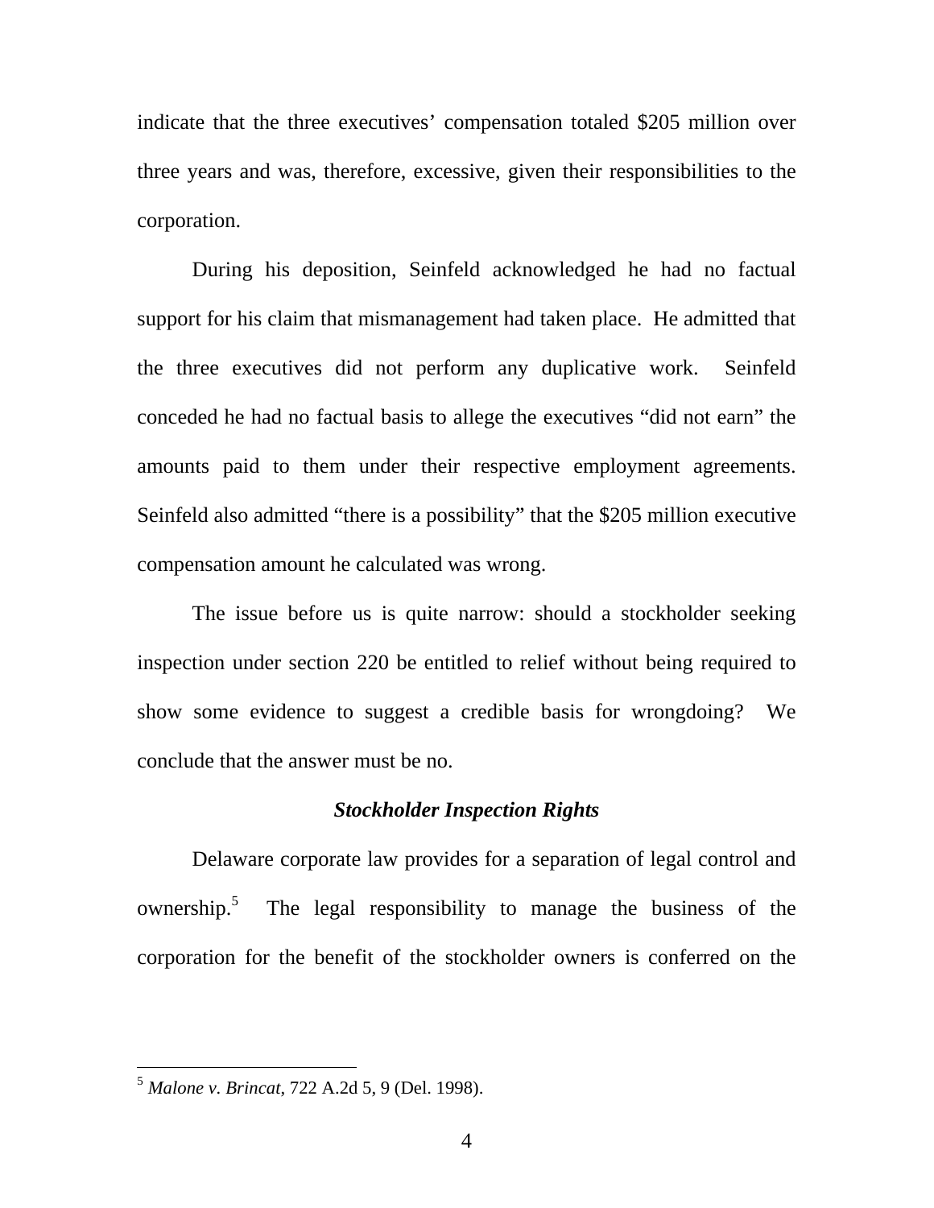indicate that the three executives' compensation totaled $205 million over three years and was, therefore, excessive, given their responsibilities to the corporation.

During his deposition, Seinfeld acknowledged he had no factual support for his claim that mismanagement had taken place. He admitted that the three executives did not perform any duplicative work. Seinfeld conceded he had no factual basis to allege the executives "did not earn" the amounts paid to them under their respective employment agreements. Seinfeld also admitted "there is a possibility" that the $205 million executive compensation amount he calculated was wrong.

The issue before us is quite narrow: should a stockholder seeking inspection under section 220 be entitled to relief without being required to show some evidence to suggest a credible basis for wrongdoing? We conclude that the answer must be no.

### *Stockholder Inspection Rights*

Delaware corporate law provides for a separation of legal control and ownership.[5] The legal responsibility to manage the business of the corporation for the benefit of the stockholder owners is conferred on the

---

[5] *Malone v. Brincat*, 722 A.2d 5, 9 (Del. 1998).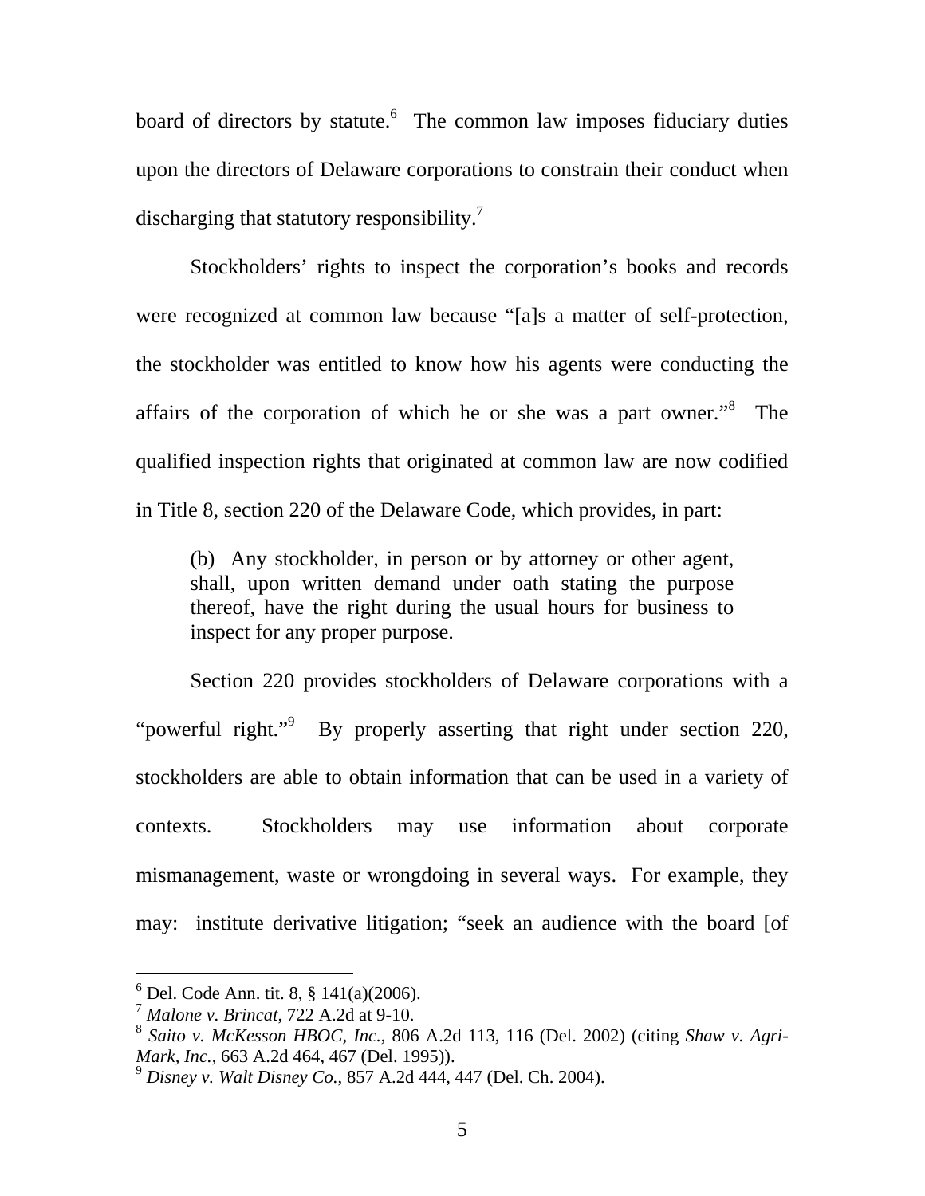board of directors by statute.[6] The common law imposes fiduciary duties upon the directors of Delaware corporations to constrain their conduct when discharging that statutory responsibility.[7]

Stockholders' rights to inspect the corporation's books and records were recognized at common law because "[a]s a matter of self-protection, the stockholder was entitled to know how his agents were conducting the affairs of the corporation of which he or she was a part owner."[8] The qualified inspection rights that originated at common law are now codified in Title 8, section 220 of the Delaware Code, which provides, in part:

> (b) Any stockholder, in person or by attorney or other agent, shall, upon written demand under oath stating the purpose thereof, have the right during the usual hours for business to inspect for any proper purpose.

Section 220 provides stockholders of Delaware corporations with a "powerful right."[9] By properly asserting that right under section 220, stockholders are able to obtain information that can be used in a variety of contexts. Stockholders may use information about corporate mismanagement, waste or wrongdoing in several ways. For example, they may: institute derivative litigation; "seek an audience with the board [of

---

[6] Del. Code Ann. tit. 8, § 141(a)(2006).

[7] *Malone v. Brincat*, 722 A.2d at 9-10.

[8] *Saito v. McKesson HBOC, Inc.*, 806 A.2d 113, 116 (Del. 2002) (citing *Shaw v. Agri-Mark, Inc.*, 663 A.2d 464, 467 (Del. 1995)).

[9] *Disney v. Walt Disney Co.*, 857 A.2d 444, 447 (Del. Ch. 2004).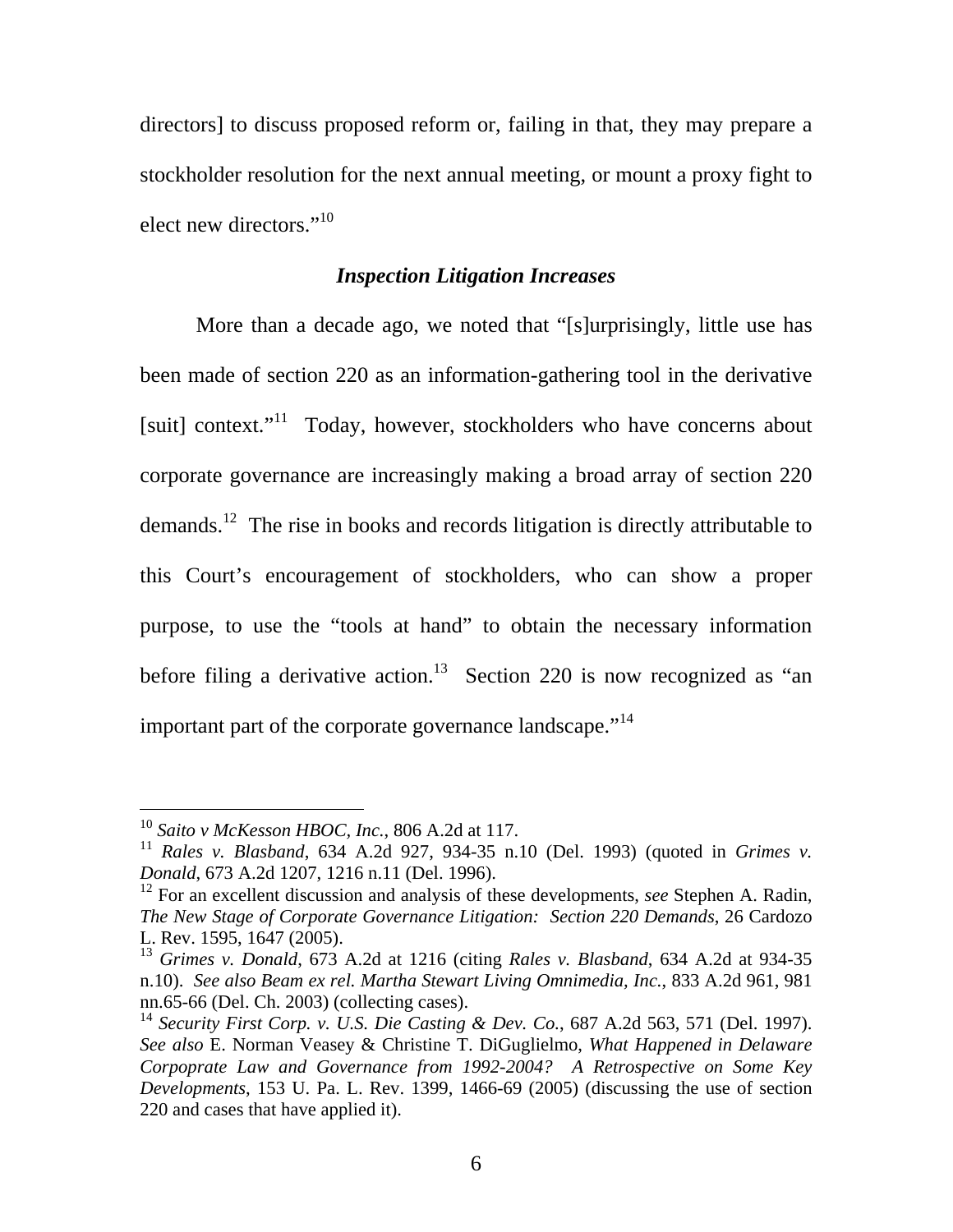directors] to discuss proposed reform or, failing in that, they may prepare a stockholder resolution for the next annual meeting, or mount a proxy fight to elect new directors."[10]

### *Inspection Litigation Increases*

More than a decade ago, we noted that "[s]urprisingly, little use has been made of section 220 as an information-gathering tool in the derivative [suit] context."[11] Today, however, stockholders who have concerns about corporate governance are increasingly making a broad array of section 220 demands.[12] The rise in books and records litigation is directly attributable to this Court's encouragement of stockholders, who can show a proper purpose, to use the "tools at hand" to obtain the necessary information before filing a derivative action.[13] Section 220 is now recognized as "an important part of the corporate governance landscape."[14]

---

[10] *Saito v McKesson HBOC, Inc.*, 806 A.2d at 117.

[11] *Rales v. Blasband*, 634 A.2d 927, 934-35 n.10 (Del. 1993) (quoted in *Grimes v. Donald*, 673 A.2d 1207, 1216 n.11 (Del. 1996).

[12] For an excellent discussion and analysis of these developments, *see* Stephen A. Radin, *The New Stage of Corporate Governance Litigation: Section 220 Demands*, 26 Cardozo L. Rev. 1595, 1647 (2005).

[13] *Grimes v. Donald*, 673 A.2d at 1216 (citing *Rales v. Blasband*, 634 A.2d at 934-35 n.10). *See also Beam ex rel. Martha Stewart Living Omnimedia, Inc.*, 833 A.2d 961, 981 nn.65-66 (Del. Ch. 2003) (collecting cases).

[14] *Security First Corp. v. U.S. Die Casting & Dev. Co.*, 687 A.2d 563, 571 (Del. 1997). *See also* E. Norman Veasey & Christine T. DiGuglielmo, *What Happened in Delaware Corpoprate Law and Governance from 1992-2004? A Retrospective on Some Key Developments*, 153 U. Pa. L. Rev. 1399, 1466-69 (2005) (discussing the use of section 220 and cases that have applied it).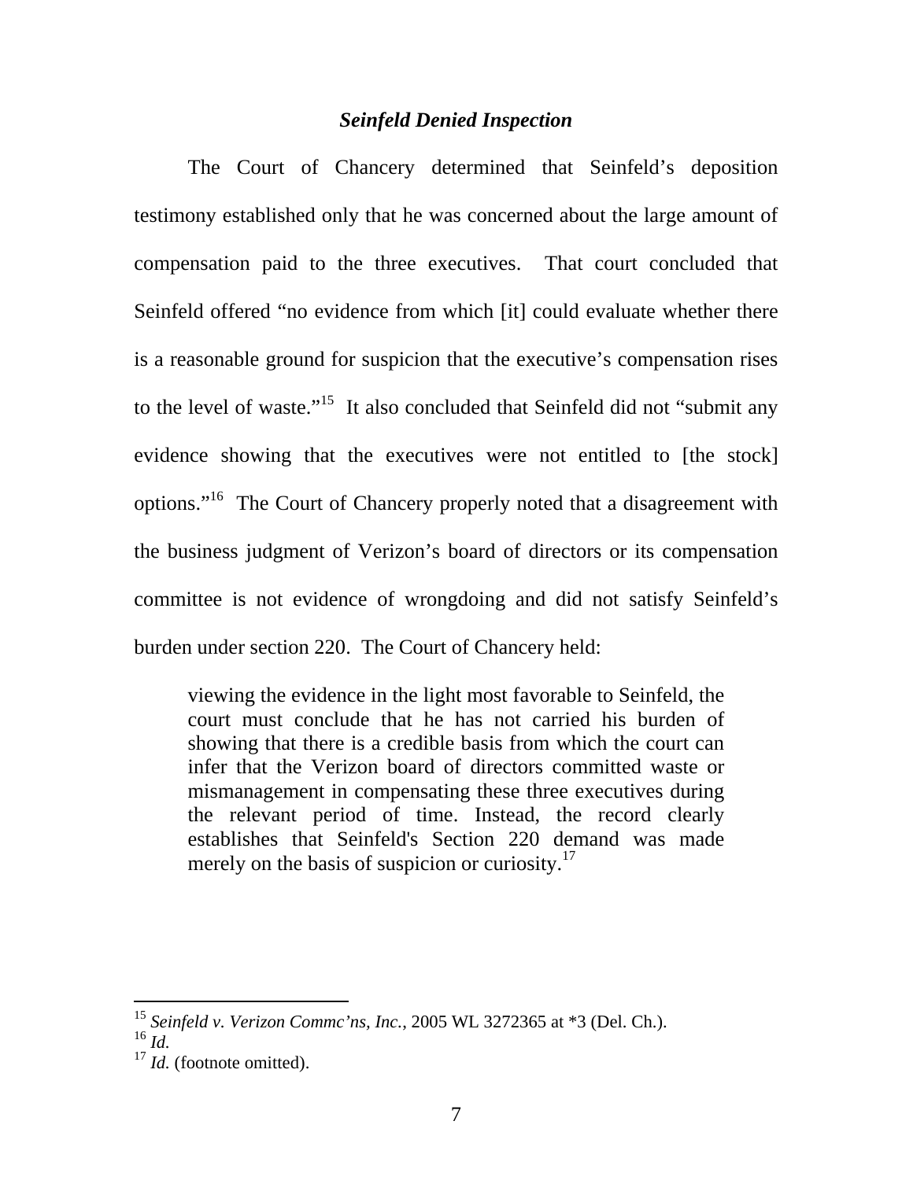### *Seinfeld Denied Inspection*

The Court of Chancery determined that Seinfeld's deposition testimony established only that he was concerned about the large amount of compensation paid to the three executives. That court concluded that Seinfeld offered "no evidence from which [it] could evaluate whether there is a reasonable ground for suspicion that the executive's compensation rises to the level of waste."[15] It also concluded that Seinfeld did not "submit any evidence showing that the executives were not entitled to [the stock] options."[16] The Court of Chancery properly noted that a disagreement with the business judgment of Verizon's board of directors or its compensation committee is not evidence of wrongdoing and did not satisfy Seinfeld's burden under section 220. The Court of Chancery held:

> viewing the evidence in the light most favorable to Seinfeld, the court must conclude that he has not carried his burden of showing that there is a credible basis from which the court can infer that the Verizon board of directors committed waste or mismanagement in compensating these three executives during the relevant period of time. Instead, the record clearly establishes that Seinfeld's Section 220 demand was made merely on the basis of suspicion or curiosity.[17]

---

[15] *Seinfeld v. Verizon Commc'ns, Inc.*, 2005 WL 3272365 at *3 (Del. Ch.).
[16] *Id.*
[17] *Id.* (footnote omitted).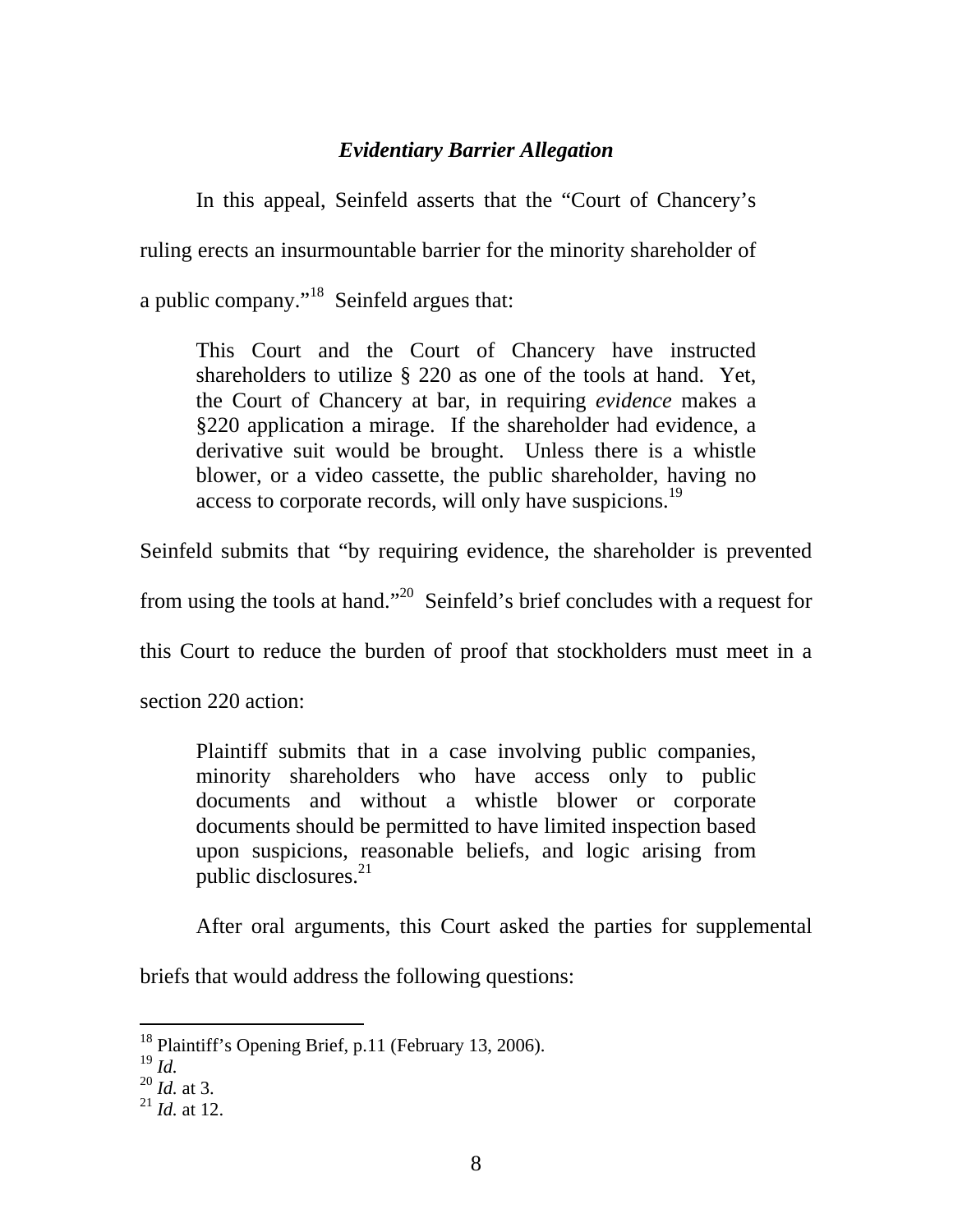### *Evidentiary Barrier Allegation*

In this appeal, Seinfeld asserts that the "Court of Chancery's ruling erects an insurmountable barrier for the minority shareholder of a public company."[18] Seinfeld argues that:

> This Court and the Court of Chancery have instructed shareholders to utilize § 220 as one of the tools at hand. Yet, the Court of Chancery at bar, in requiring *evidence* makes a §220 application a mirage. If the shareholder had evidence, a derivative suit would be brought. Unless there is a whistle blower, or a video cassette, the public shareholder, having no access to corporate records, will only have suspicions.[19]

Seinfeld submits that "by requiring evidence, the shareholder is prevented from using the tools at hand."[20] Seinfeld's brief concludes with a request for this Court to reduce the burden of proof that stockholders must meet in a section 220 action:

> Plaintiff submits that in a case involving public companies, minority shareholders who have access only to public documents and without a whistle blower or corporate documents should be permitted to have limited inspection based upon suspicions, reasonable beliefs, and logic arising from public disclosures.[21]

After oral arguments, this Court asked the parties for supplemental briefs that would address the following questions:

---

[18] Plaintiff's Opening Brief, p.11 (February 13, 2006).
[19] *Id.*
[20] *Id.* at 3.
[21] *Id.* at 12.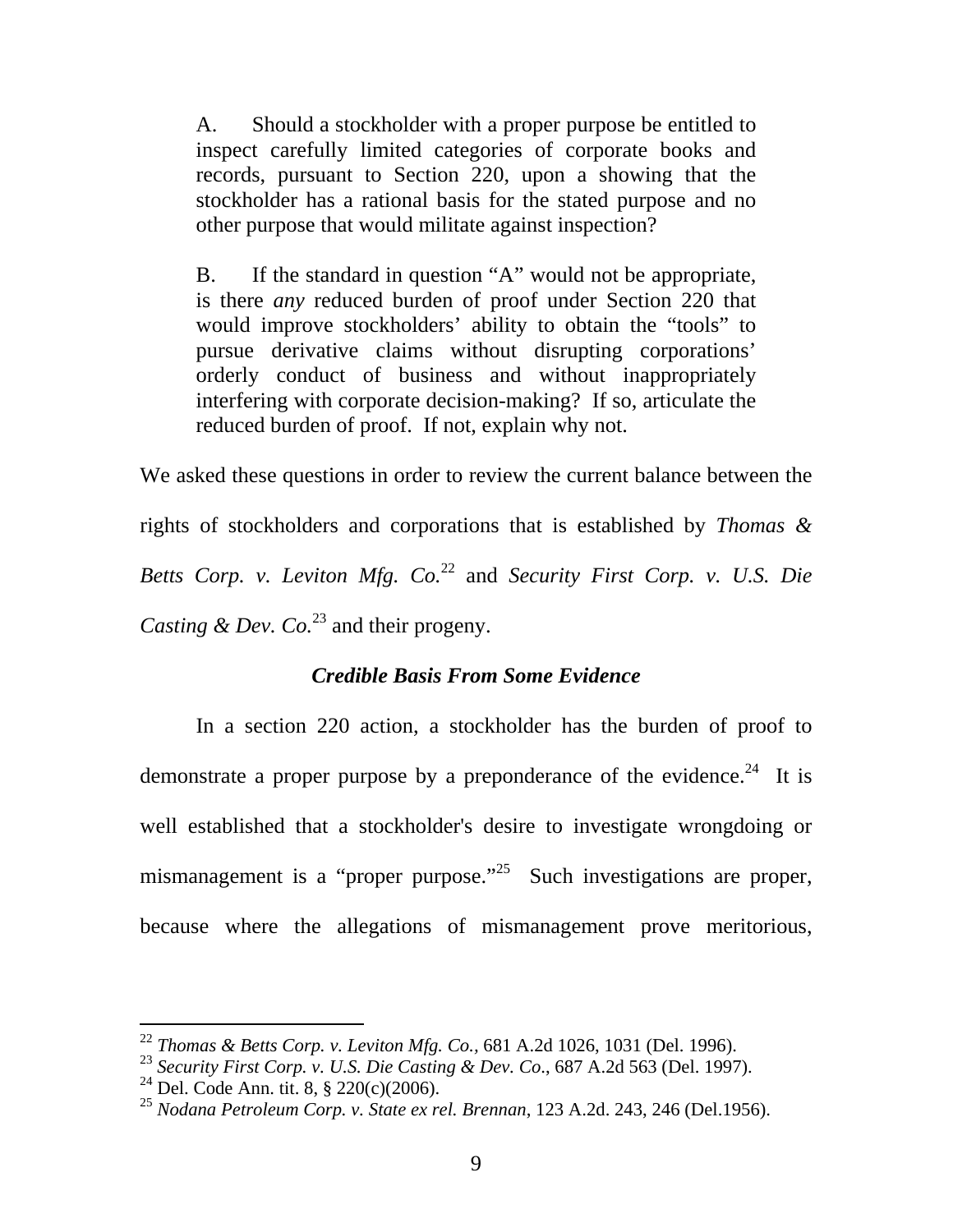> A. Should a stockholder with a proper purpose be entitled to inspect carefully limited categories of corporate books and records, pursuant to Section 220, upon a showing that the stockholder has a rational basis for the stated purpose and no other purpose that would militate against inspection?
>
> B. If the standard in question "A" would not be appropriate, is there *any* reduced burden of proof under Section 220 that would improve stockholders' ability to obtain the "tools" to pursue derivative claims without disrupting corporations' orderly conduct of business and without inappropriately interfering with corporate decision-making? If so, articulate the reduced burden of proof. If not, explain why not.

We asked these questions in order to review the current balance between the rights of stockholders and corporations that is established by *Thomas & Betts Corp. v. Leviton Mfg. Co.*[22] and *Security First Corp. v. U.S. Die Casting & Dev. Co.*[23] and their progeny.

### *Credible Basis From Some Evidence*

In a section 220 action, a stockholder has the burden of proof to demonstrate a proper purpose by a preponderance of the evidence.[24] It is well established that a stockholder's desire to investigate wrongdoing or mismanagement is a "proper purpose."[25] Such investigations are proper, because where the allegations of mismanagement prove meritorious,

---

[22] *Thomas & Betts Corp. v. Leviton Mfg. Co.,* 681 A.2d 1026, 1031 (Del. 1996).

[23] *Security First Corp. v. U.S. Die Casting & Dev. Co*., 687 A.2d 563 (Del. 1997).

[24] Del. Code Ann. tit. 8, § 220(c)(2006).

[25] *Nodana Petroleum Corp. v. State ex rel. Brennan*, 123 A.2d. 243, 246 (Del.1956).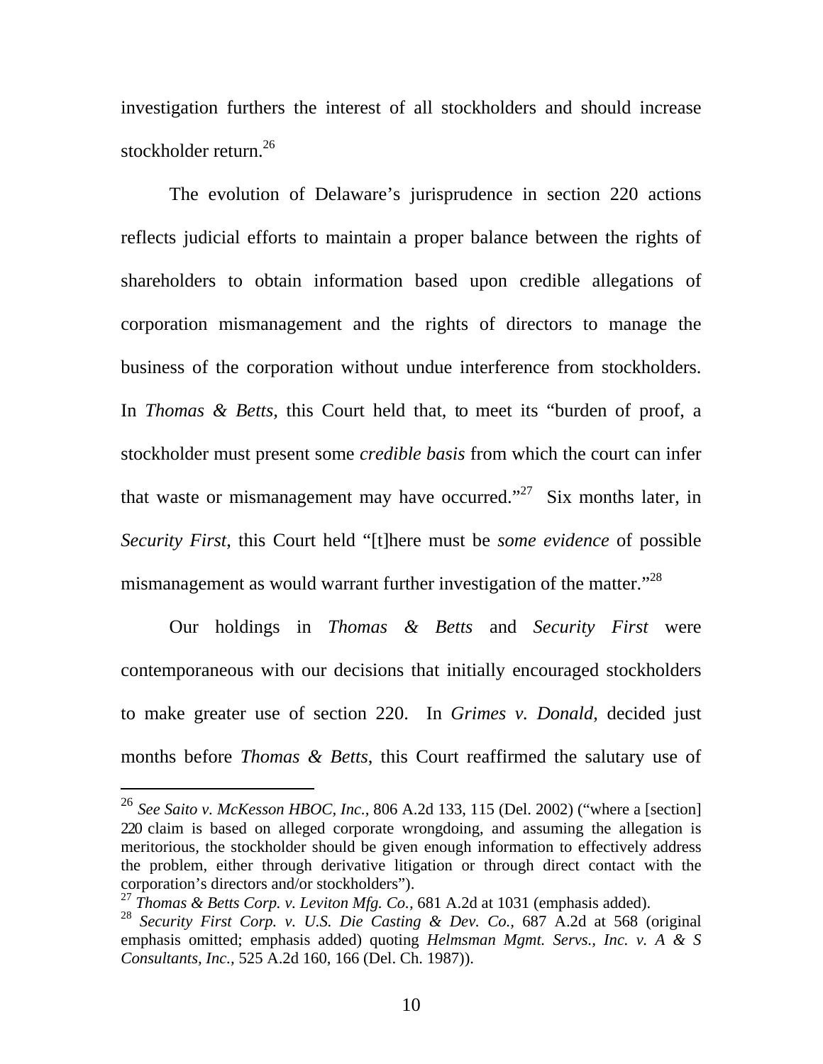investigation furthers the interest of all stockholders and should increase stockholder return.[26]

The evolution of Delaware's jurisprudence in section 220 actions reflects judicial efforts to maintain a proper balance between the rights of shareholders to obtain information based upon credible allegations of corporation mismanagement and the rights of directors to manage the business of the corporation without undue interference from stockholders. In *Thomas & Betts,* this Court held that, to meet its "burden of proof, a stockholder must present some *credible basis* from which the court can infer that waste or mismanagement may have occurred."[27] Six months later, in *Security First,* this Court held "[t]here must be *some evidence* of possible mismanagement as would warrant further investigation of the matter."[28]

Our holdings in *Thomas & Betts* and *Security First* were contemporaneous with our decisions that initially encouraged stockholders to make greater use of section 220. In *Grimes v. Donald,* decided just months before *Thomas & Betts*, this Court reaffirmed the salutary use of

---

[26] *See Saito v. McKesson HBOC, Inc.,* 806 A.2d 133, 115 (Del. 2002) ("where a [section] 220 claim is based on alleged corporate wrongdoing, and assuming the allegation is meritorious, the stockholder should be given enough information to effectively address the problem, either through derivative litigation or through direct contact with the corporation's directors and/or stockholders").

[27] *Thomas & Betts Corp. v. Leviton Mfg. Co.,* 681 A.2d at 1031 (emphasis added).

[28] *Security First Corp. v. U.S. Die Casting & Dev. Co.,* 687 A.2d at 568 (original emphasis omitted; emphasis added) quoting *Helmsman Mgmt. Servs., Inc. v. A & S Consultants, Inc.,* 525 A.2d 160, 166 (Del. Ch. 1987)).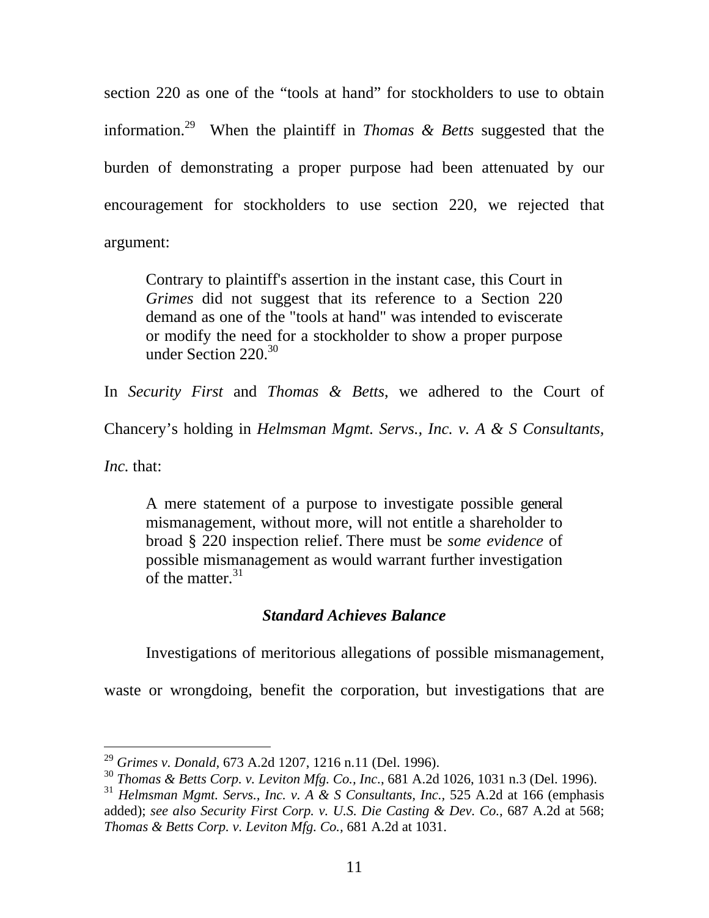section 220 as one of the "tools at hand" for stockholders to use to obtain information.[29] When the plaintiff in *Thomas & Betts* suggested that the burden of demonstrating a proper purpose had been attenuated by our encouragement for stockholders to use section 220, we rejected that argument:

> Contrary to plaintiff's assertion in the instant case, this Court in *Grimes* did not suggest that its reference to a Section 220 demand as one of the "tools at hand" was intended to eviscerate or modify the need for a stockholder to show a proper purpose under Section 220.[30]

In *Security First* and *Thomas & Betts*, we adhered to the Court of Chancery's holding in *Helmsman Mgmt. Servs., Inc. v. A & S Consultants, Inc.* that:

> A mere statement of a purpose to investigate possible general mismanagement, without more, will not entitle a shareholder to broad § 220 inspection relief. There must be *some evidence* of possible mismanagement as would warrant further investigation of the matter.[31]

### *Standard Achieves Balance*

Investigations of meritorious allegations of possible mismanagement, waste or wrongdoing, benefit the corporation, but investigations that are

---

[29] *Grimes v. Donald*, 673 A.2d 1207, 1216 n.11 (Del. 1996).

[30] *Thomas & Betts Corp. v. Leviton Mfg. Co., Inc.*, 681 A.2d 1026, 1031 n.3 (Del. 1996).

[31] *Helmsman Mgmt. Servs., Inc. v. A & S Consultants, Inc.*, 525 A.2d at 166 (emphasis added); *see also Security First Corp. v. U.S. Die Casting & Dev. Co.*, 687 A.2d at 568; *Thomas & Betts Corp. v. Leviton Mfg. Co.*, 681 A.2d at 1031.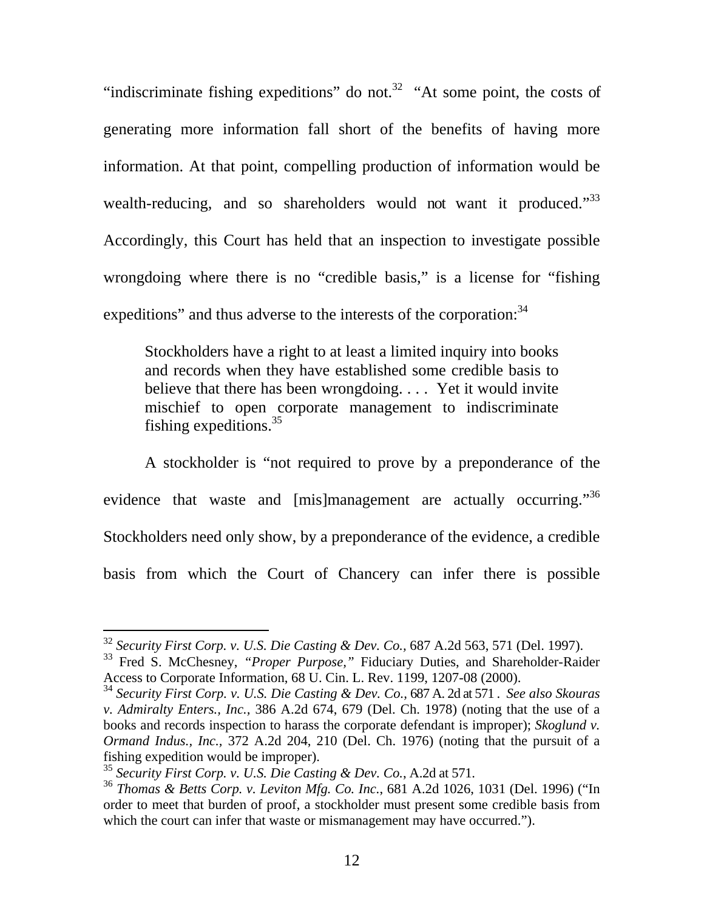"indiscriminate fishing expeditions" do not.[32] "At some point, the costs of generating more information fall short of the benefits of having more information. At that point, compelling production of information would be wealth-reducing, and so shareholders would not want it produced."[33] Accordingly, this Court has held that an inspection to investigate possible wrongdoing where there is no "credible basis," is a license for "fishing expeditions" and thus adverse to the interests of the corporation:[34]

> Stockholders have a right to at least a limited inquiry into books and records when they have established some credible basis to believe that there has been wrongdoing. . . . Yet it would invite mischief to open corporate management to indiscriminate fishing expeditions.[35]

A stockholder is "not required to prove by a preponderance of the evidence that waste and [mis]management are actually occurring."[36] Stockholders need only show, by a preponderance of the evidence, a credible basis from which the Court of Chancery can infer there is possible

---

[32] *Security First Corp. v. U.S. Die Casting & Dev. Co.*, 687 A.2d 563, 571 (Del. 1997).

[33] Fred S. McChesney, *"Proper Purpose,"* Fiduciary Duties, and Shareholder-Raider Access to Corporate Information, 68 U. Cin. L. Rev. 1199, 1207-08 (2000).

[34] *Security First Corp. v. U.S. Die Casting & Dev. Co.*, 687 A. 2d at 571 . *See also Skouras v. Admiralty Enters., Inc.*, 386 A.2d 674, 679 (Del. Ch. 1978) (noting that the use of a books and records inspection to harass the corporate defendant is improper); *Skoglund v. Ormand Indus., Inc.*, 372 A.2d 204, 210 (Del. Ch. 1976) (noting that the pursuit of a fishing expedition would be improper).

[35] *Security First Corp. v. U.S. Die Casting & Dev. Co.*, A.2d at 571.

[36] *Thomas & Betts Corp. v. Leviton Mfg. Co. Inc.*, 681 A.2d 1026, 1031 (Del. 1996) ("In order to meet that burden of proof, a stockholder must present some credible basis from which the court can infer that waste or mismanagement may have occurred.").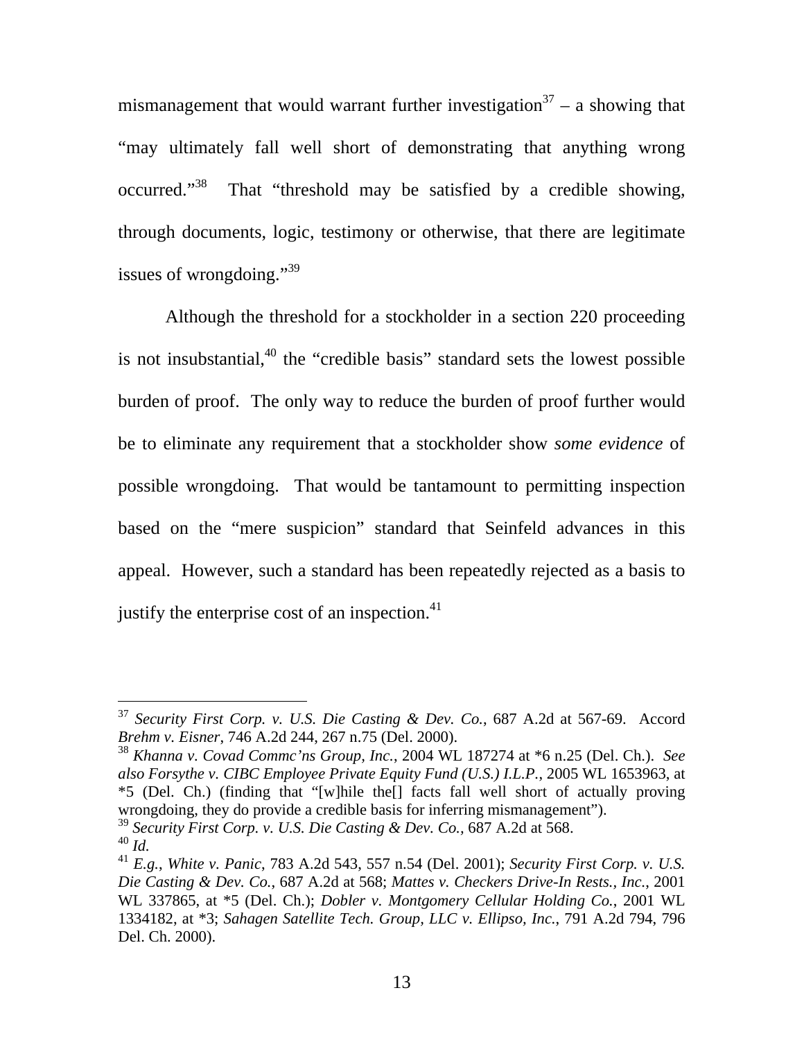mismanagement that would warrant further investigation[37] – a showing that "may ultimately fall well short of demonstrating that anything wrong occurred."[38] That "threshold may be satisfied by a credible showing, through documents, logic, testimony or otherwise, that there are legitimate issues of wrongdoing."[39]

Although the threshold for a stockholder in a section 220 proceeding is not insubstantial,[40] the "credible basis" standard sets the lowest possible burden of proof. The only way to reduce the burden of proof further would be to eliminate any requirement that a stockholder show *some evidence* of possible wrongdoing. That would be tantamount to permitting inspection based on the "mere suspicion" standard that Seinfeld advances in this appeal. However, such a standard has been repeatedly rejected as a basis to justify the enterprise cost of an inspection.[41]

---

[37] *Security First Corp. v. U.S. Die Casting & Dev. Co.*, 687 A.2d at 567-69. Accord *Brehm v. Eisner*, 746 A.2d 244, 267 n.75 (Del. 2000).

[38] *Khanna v. Covad Commc'ns Group, Inc.*, 2004 WL 187274 at *6 n.25 (Del. Ch.). *See also Forsythe v. CIBC Employee Private Equity Fund (U.S.) I.L.P.*, 2005 WL 1653963, at *5 (Del. Ch.) (finding that "[w]hile the[] facts fall well short of actually proving wrongdoing, they do provide a credible basis for inferring mismanagement").

[39] *Security First Corp. v. U.S. Die Casting & Dev. Co.*, 687 A.2d at 568.

[40] *Id.*

[41] *E.g.*, *White v. Panic*, 783 A.2d 543, 557 n.54 (Del. 2001); *Security First Corp. v. U.S. Die Casting & Dev. Co.*, 687 A.2d at 568; *Mattes v. Checkers Drive-In Rests., Inc.*, 2001 WL 337865, at *5 (Del. Ch.); *Dobler v. Montgomery Cellular Holding Co.*, 2001 WL 1334182, at *3; *Sahagen Satellite Tech. Group, LLC v. Ellipso, Inc.*, 791 A.2d 794, 796 Del. Ch. 2000).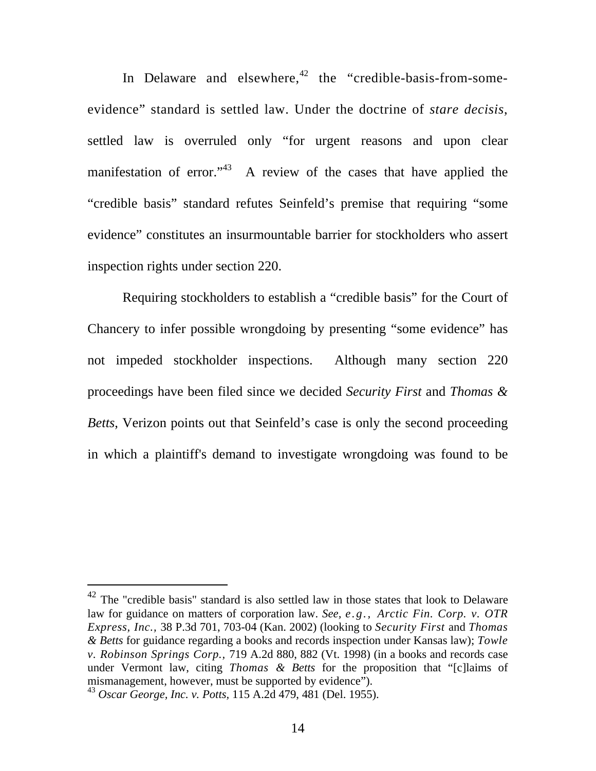In Delaware and elsewhere,[42] the "credible-basis-from-some-evidence" standard is settled law. Under the doctrine of *stare decisis*, settled law is overruled only "for urgent reasons and upon clear manifestation of error."[43] A review of the cases that have applied the "credible basis" standard refutes Seinfeld's premise that requiring "some evidence" constitutes an insurmountable barrier for stockholders who assert inspection rights under section 220.

Requiring stockholders to establish a "credible basis" for the Court of Chancery to infer possible wrongdoing by presenting "some evidence" has not impeded stockholder inspections. Although many section 220 proceedings have been filed since we decided *Security First* and *Thomas & Betts*, Verizon points out that Seinfeld's case is only the second proceeding in which a plaintiff's demand to investigate wrongdoing was found to be

---

[42] The "credible basis" standard is also settled law in those states that look to Delaware law for guidance on matters of corporation law. *See, e.g., Arctic Fin. Corp. v. OTR Express, Inc.*, 38 P.3d 701, 703-04 (Kan. 2002) (looking to *Security First* and *Thomas & Betts* for guidance regarding a books and records inspection under Kansas law); *Towle v. Robinson Springs Corp.*, 719 A.2d 880, 882 (Vt. 1998) (in a books and records case under Vermont law, citing *Thomas & Betts* for the proposition that "[c]laims of mismanagement, however, must be supported by evidence").

[43] *Oscar George, Inc. v. Potts,* 115 A.2d 479, 481 (Del. 1955).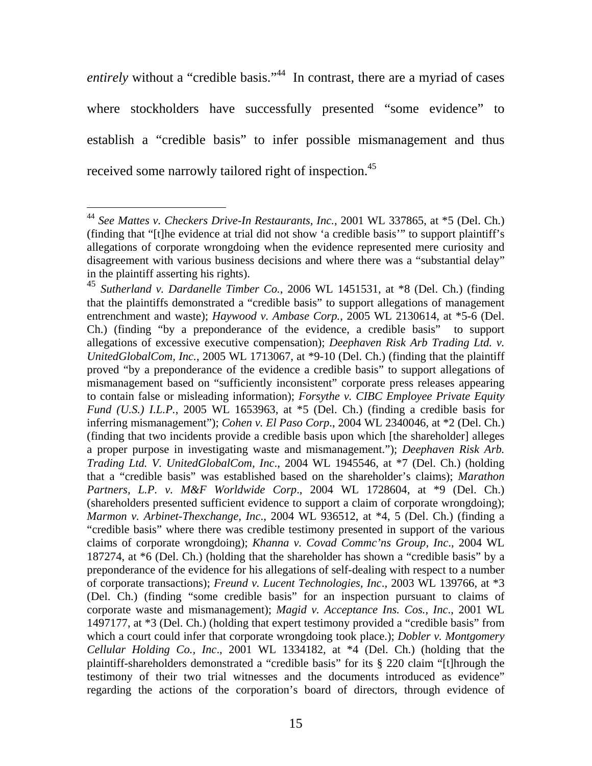*entirely* without a "credible basis."[44] In contrast, there are a myriad of cases where stockholders have successfully presented "some evidence" to establish a "credible basis" to infer possible mismanagement and thus received some narrowly tailored right of inspection.[45]

---

[44] *See Mattes v. Checkers Drive-In Restaurants, Inc.*, 2001 WL 337865, at *5 (Del. Ch.) (finding that "[t]he evidence at trial did not show 'a credible basis'" to support plaintiff's allegations of corporate wrongdoing when the evidence represented mere curiosity and disagreement with various business decisions and where there was a "substantial delay" in the plaintiff asserting his rights).

[45] *Sutherland v. Dardanelle Timber Co.*, 2006 WL 1451531, at *8 (Del. Ch.) (finding that the plaintiffs demonstrated a "credible basis" to support allegations of management entrenchment and waste); *Haywood v. Ambase Corp.*, 2005 WL 2130614, at *5-6 (Del. Ch.) (finding "by a preponderance of the evidence, a credible basis" to support allegations of excessive executive compensation); *Deephaven Risk Arb Trading Ltd. v. UnitedGlobalCom, Inc.*, 2005 WL 1713067, at *9-10 (Del. Ch.) (finding that the plaintiff proved "by a preponderance of the evidence a credible basis" to support allegations of mismanagement based on "sufficiently inconsistent" corporate press releases appearing to contain false or misleading information); *Forsythe v. CIBC Employee Private Equity Fund (U.S.) I.L.P.*, 2005 WL 1653963, at *5 (Del. Ch.) (finding a credible basis for inferring mismanagement"); *Cohen v. El Paso Corp*., 2004 WL 2340046, at *2 (Del. Ch.) (finding that two incidents provide a credible basis upon which [the shareholder] alleges a proper purpose in investigating waste and mismanagement."); *Deephaven Risk Arb. Trading Ltd. V. UnitedGlobalCom, Inc*., 2004 WL 1945546, at *7 (Del. Ch.) (holding that a "credible basis" was established based on the shareholder's claims); *Marathon Partners, L.P. v. M&F Worldwide Corp*., 2004 WL 1728604, at *9 (Del. Ch.) (shareholders presented sufficient evidence to support a claim of corporate wrongdoing); *Marmon v. Arbinet-Thexchange, Inc*., 2004 WL 936512, at *4, 5 (Del. Ch.) (finding a "credible basis" where there was credible testimony presented in support of the various claims of corporate wrongdoing); *Khanna v. Covad Commc'ns Group, Inc*., 2004 WL 187274, at *6 (Del. Ch.) (holding that the shareholder has shown a "credible basis" by a preponderance of the evidence for his allegations of self-dealing with respect to a number of corporate transactions); *Freund v. Lucent Technologies, Inc*., 2003 WL 139766, at *3 (Del. Ch.) (finding "some credible basis" for an inspection pursuant to claims of corporate waste and mismanagement); *Magid v. Acceptance Ins. Cos., Inc*., 2001 WL 1497177, at *3 (Del. Ch.) (holding that expert testimony provided a "credible basis" from which a court could infer that corporate wrongdoing took place.); *Dobler v. Montgomery Cellular Holding Co., Inc*., 2001 WL 1334182, at *4 (Del. Ch.) (holding that the plaintiff-shareholders demonstrated a "credible basis" for its § 220 claim "[t]hrough the testimony of their two trial witnesses and the documents introduced as evidence" regarding the actions of the corporation's board of directors, through evidence of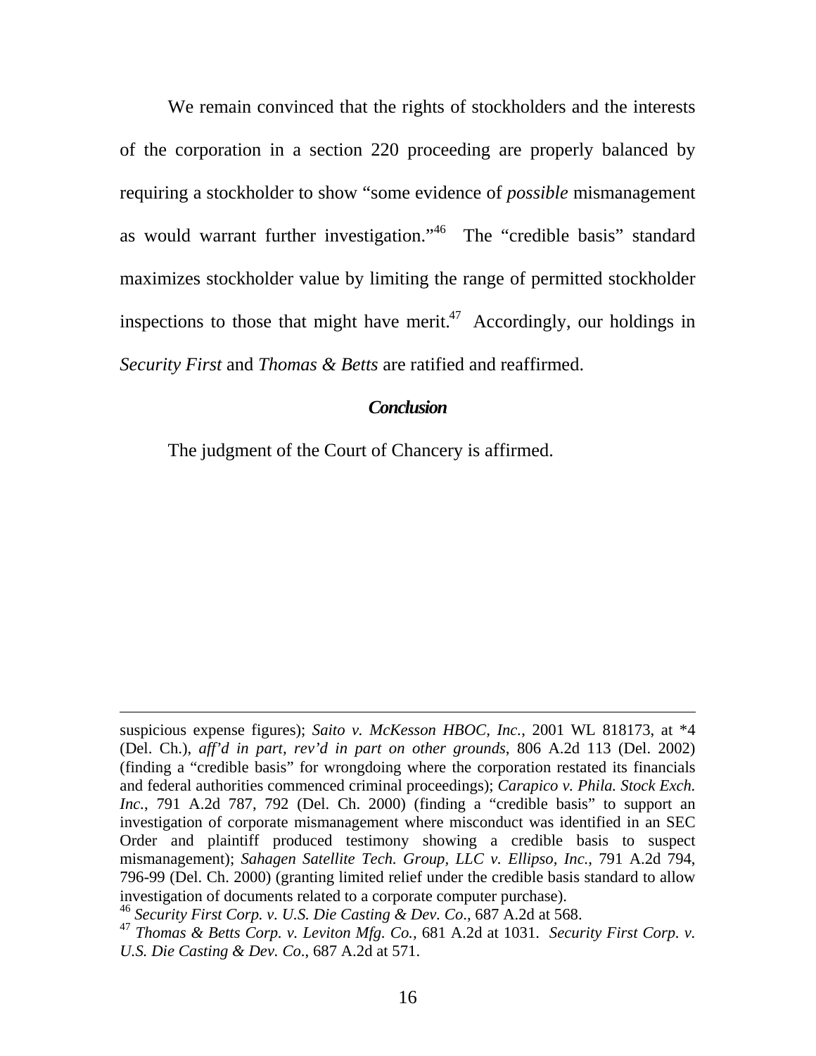We remain convinced that the rights of stockholders and the interests of the corporation in a section 220 proceeding are properly balanced by requiring a stockholder to show "some evidence of *possible* mismanagement as would warrant further investigation."[46] The "credible basis" standard maximizes stockholder value by limiting the range of permitted stockholder inspections to those that might have merit.[47] Accordingly, our holdings in *Security First* and *Thomas & Betts* are ratified and reaffirmed.

### *Conclusion*

The judgment of the Court of Chancery is affirmed.

---

suspicious expense figures); *Saito v. McKesson HBOC, Inc.*, 2001 WL 818173, at \*4 (Del. Ch.), *aff'd in part, rev'd in part on other grounds*, 806 A.2d 113 (Del. 2002) (finding a "credible basis" for wrongdoing where the corporation restated its financials and federal authorities commenced criminal proceedings); *Carapico v. Phila. Stock Exch. Inc.*, 791 A.2d 787, 792 (Del. Ch. 2000) (finding a "credible basis" to support an investigation of corporate mismanagement where misconduct was identified in an SEC Order and plaintiff produced testimony showing a credible basis to suspect mismanagement); *Sahagen Satellite Tech. Group, LLC v. Ellipso, Inc.*, 791 A.2d 794, 796-99 (Del. Ch. 2000) (granting limited relief under the credible basis standard to allow investigation of documents related to a corporate computer purchase).

[46] *Security First Corp. v. U.S. Die Casting & Dev. Co.*, 687 A.2d at 568.

[47] *Thomas & Betts Corp. v. Leviton Mfg. Co.,* 681 A.2d at 1031. *Security First Corp. v. U.S. Die Casting & Dev. Co.*, 687 A.2d at 571.